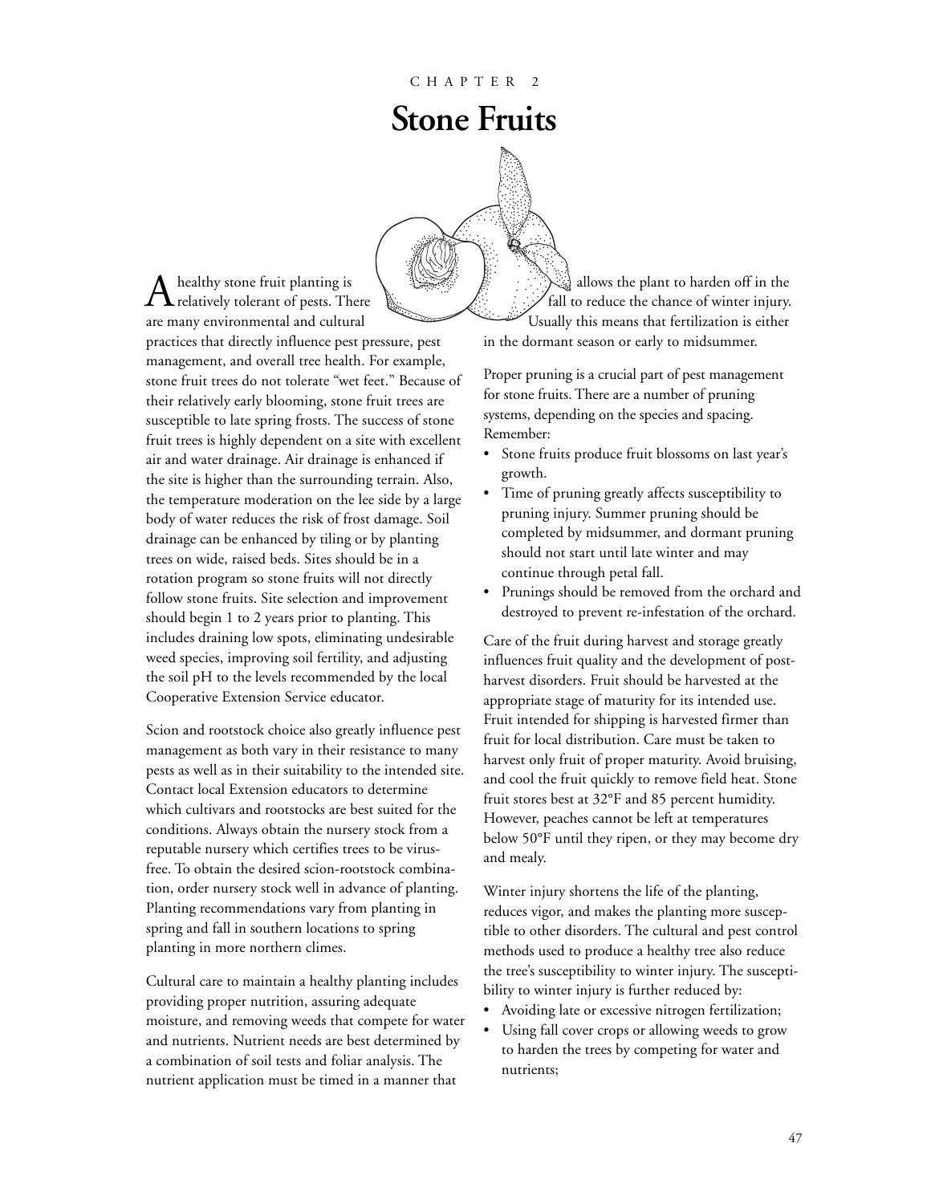CHAPTER 2

# Stone Fruits

A healthy stone fruit planting is relatively tolerant of pests. There are many environmental and cultural practices that directly influence pest pressure, pest management, and overall tree health. For example, stone fruit trees do not tolerate "wet feet." Because of their relatively early blooming, stone fruit trees are susceptible to late spring frosts. The success of stone fruit trees is highly dependent on a site with excellent air and water drainage. Air drainage is enhanced if the site is higher than the surrounding terrain. Also, the temperature moderation on the lee side by a large body of water reduces the risk of frost damage. Soil drainage can be enhanced by tiling or by planting trees on wide, raised beds. Sites should be in a rotation program so stone fruits will not directly follow stone fruits. Site selection and improvement should begin 1 to 2 years prior to planting. This includes draining low spots, eliminating undesirable weed species, improving soil fertility, and adjusting the soil pH to the levels recommended by the local Cooperative Extension Service educator.

Scion and rootstock choice also greatly influence pest management as both vary in their resistance to many pests as well as in their suitability to the intended site. Contact local Extension educators to determine which cultivars and rootstocks are best suited for the conditions. Always obtain the nursery stock from a reputable nursery which certifies trees to be virus-free. To obtain the desired scion-rootstock combination, order nursery stock well in advance of planting. Planting recommendations vary from planting in spring and fall in southern locations to spring planting in more northern climes.

Cultural care to maintain a healthy planting includes providing proper nutrition, assuring adequate moisture, and removing weeds that compete for water and nutrients. Nutrient needs are best determined by a combination of soil tests and foliar analysis. The nutrient application must be timed in a manner that allows the plant to harden off in the fall to reduce the chance of winter injury. Usually this means that fertilization is either in the dormant season or early to midsummer.

Proper pruning is a crucial part of pest management for stone fruits. There are a number of pruning systems, depending on the species and spacing. Remember:

- Stone fruits produce fruit blossoms on last year's growth.
- Time of pruning greatly affects susceptibility to pruning injury. Summer pruning should be completed by midsummer, and dormant pruning should not start until late winter and may continue through petal fall.
- Prunings should be removed from the orchard and destroyed to prevent re-infestation of the orchard.

Care of the fruit during harvest and storage greatly influences fruit quality and the development of post-harvest disorders. Fruit should be harvested at the appropriate stage of maturity for its intended use. Fruit intended for shipping is harvested firmer than fruit for local distribution. Care must be taken to harvest only fruit of proper maturity. Avoid bruising, and cool the fruit quickly to remove field heat. Stone fruit stores best at 32°F and 85 percent humidity. However, peaches cannot be left at temperatures below 50°F until they ripen, or they may become dry and mealy.

Winter injury shortens the life of the planting, reduces vigor, and makes the planting more susceptible to other disorders. The cultural and pest control methods used to produce a healthy tree also reduce the tree's susceptibility to winter injury. The susceptibility to winter injury is further reduced by:

- Avoiding late or excessive nitrogen fertilization;
- Using fall cover crops or allowing weeds to grow to harden the trees by competing for water and nutrients;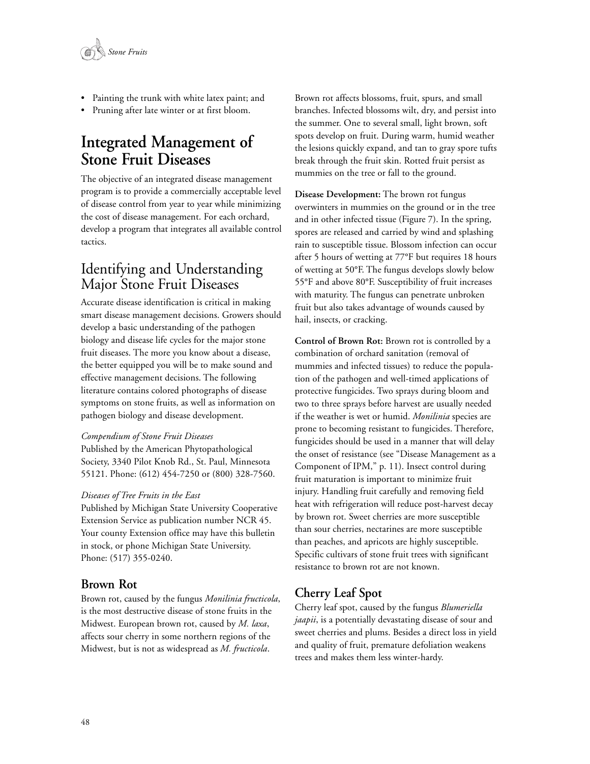- Painting the trunk with white latex paint; and
- Pruning after late winter or at first bloom.

# Integrated Management of Stone Fruit Diseases

The objective of an integrated disease management program is to provide a commercially acceptable level of disease control from year to year while minimizing the cost of disease management. For each orchard, develop a program that integrates all available control tactics.

## Identifying and Understanding Major Stone Fruit Diseases

Accurate disease identification is critical in making smart disease management decisions. Growers should develop a basic understanding of the pathogen biology and disease life cycles for the major stone fruit diseases. The more you know about a disease, the better equipped you will be to make sound and effective management decisions. The following literature contains colored photographs of disease symptoms on stone fruits, as well as information on pathogen biology and disease development.

*Compendium of Stone Fruit Diseases*
Published by the American Phytopathological Society, 3340 Pilot Knob Rd., St. Paul, Minnesota 55121. Phone: (612) 454-7250 or (800) 328-7560.

*Diseases of Tree Fruits in the East*
Published by Michigan State University Cooperative Extension Service as publication number NCR 45. Your county Extension office may have this bulletin in stock, or phone Michigan State University. Phone: (517) 355-0240.

### Brown Rot

Brown rot, caused by the fungus *Monilinia fructicola*, is the most destructive disease of stone fruits in the Midwest. European brown rot, caused by *M. laxa*, affects sour cherry in some northern regions of the Midwest, but is not as widespread as *M. fructicola*.

Brown rot affects blossoms, fruit, spurs, and small branches. Infected blossoms wilt, dry, and persist into the summer. One to several small, light brown, soft spots develop on fruit. During warm, humid weather the lesions quickly expand, and tan to gray spore tufts break through the fruit skin. Rotted fruit persist as mummies on the tree or fall to the ground.

**Disease Development:** The brown rot fungus overwinters in mummies on the ground or in the tree and in other infected tissue (Figure 7). In the spring, spores are released and carried by wind and splashing rain to susceptible tissue. Blossom infection can occur after 5 hours of wetting at 77°F but requires 18 hours of wetting at 50°F. The fungus develops slowly below 55°F and above 80°F. Susceptibility of fruit increases with maturity. The fungus can penetrate unbroken fruit but also takes advantage of wounds caused by hail, insects, or cracking.

**Control of Brown Rot:** Brown rot is controlled by a combination of orchard sanitation (removal of mummies and infected tissues) to reduce the population of the pathogen and well-timed applications of protective fungicides. Two sprays during bloom and two to three sprays before harvest are usually needed if the weather is wet or humid. *Monilinia* species are prone to becoming resistant to fungicides. Therefore, fungicides should be used in a manner that will delay the onset of resistance (see "Disease Management as a Component of IPM," p. 11). Insect control during fruit maturation is important to minimize fruit injury. Handling fruit carefully and removing field heat with refrigeration will reduce post-harvest decay by brown rot. Sweet cherries are more susceptible than sour cherries, nectarines are more susceptible than peaches, and apricots are highly susceptible. Specific cultivars of stone fruit trees with significant resistance to brown rot are not known.

### Cherry Leaf Spot

Cherry leaf spot, caused by the fungus *Blumeriella jaapii*, is a potentially devastating disease of sour and sweet cherries and plums. Besides a direct loss in yield and quality of fruit, premature defoliation weakens trees and makes them less winter-hardy.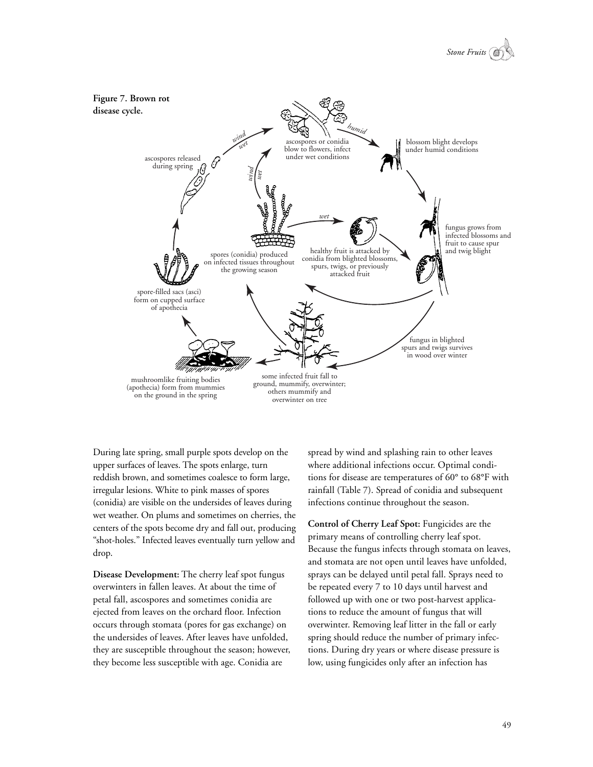**Figure 7. Brown rot disease cycle.**

During late spring, small purple spots develop on the upper surfaces of leaves. The spots enlarge, turn reddish brown, and sometimes coalesce to form large, irregular lesions. White to pink masses of spores (conidia) are visible on the undersides of leaves during wet weather. On plums and sometimes on cherries, the centers of the spots become dry and fall out, producing "shot-holes." Infected leaves eventually turn yellow and drop.

**Disease Development:** The cherry leaf spot fungus overwinters in fallen leaves. At about the time of petal fall, ascospores and sometimes conidia are ejected from leaves on the orchard floor. Infection occurs through stomata (pores for gas exchange) on the undersides of leaves. After leaves have unfolded, they are susceptible throughout the season; however, they become less susceptible with age. Conidia are spread by wind and splashing rain to other leaves where additional infections occur. Optimal conditions for disease are temperatures of 60° to 68°F with rainfall (Table 7). Spread of conidia and subsequent infections continue throughout the season.

**Control of Cherry Leaf Spot:** Fungicides are the primary means of controlling cherry leaf spot. Because the fungus infects through stomata on leaves, and stomata are not open until leaves have unfolded, sprays can be delayed until petal fall. Sprays need to be repeated every 7 to 10 days until harvest and followed up with one or two post-harvest applications to reduce the amount of fungus that will overwinter. Removing leaf litter in the fall or early spring should reduce the number of primary infections. During dry years or where disease pressure is low, using fungicides only after an infection has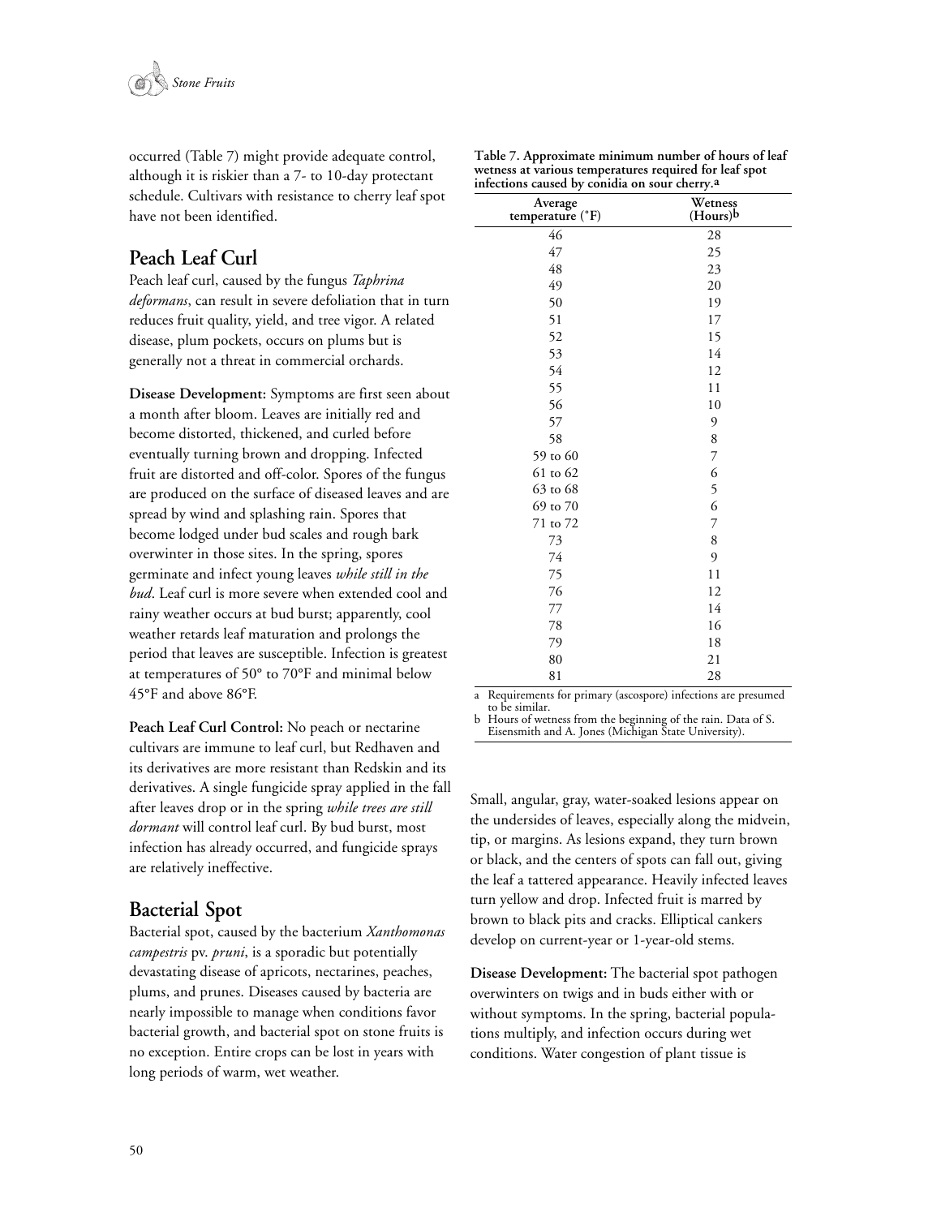occurred (Table 7) might provide adequate control, although it is riskier than a 7- to 10-day protectant schedule. Cultivars with resistance to cherry leaf spot have not been identified.

## Peach Leaf Curl

Peach leaf curl, caused by the fungus *Taphrina deformans*, can result in severe defoliation that in turn reduces fruit quality, yield, and tree vigor. A related disease, plum pockets, occurs on plums but is generally not a threat in commercial orchards.

**Disease Development:** Symptoms are first seen about a month after bloom. Leaves are initially red and become distorted, thickened, and curled before eventually turning brown and dropping. Infected fruit are distorted and off-color. Spores of the fungus are produced on the surface of diseased leaves and are spread by wind and splashing rain. Spores that become lodged under bud scales and rough bark overwinter in those sites. In the spring, spores germinate and infect young leaves *while still in the bud*. Leaf curl is more severe when extended cool and rainy weather occurs at bud burst; apparently, cool weather retards leaf maturation and prolongs the period that leaves are susceptible. Infection is greatest at temperatures of 50° to 70°F and minimal below 45°F and above 86°F.

**Peach Leaf Curl Control:** No peach or nectarine cultivars are immune to leaf curl, but Redhaven and its derivatives are more resistant than Redskin and its derivatives. A single fungicide spray applied in the fall after leaves drop or in the spring *while trees are still dormant* will control leaf curl. By bud burst, most infection has already occurred, and fungicide sprays are relatively ineffective.

## Bacterial Spot

Bacterial spot, caused by the bacterium *Xanthomonas campestris* pv. *pruni*, is a sporadic but potentially devastating disease of apricots, nectarines, peaches, plums, and prunes. Diseases caused by bacteria are nearly impossible to manage when conditions favor bacterial growth, and bacterial spot on stone fruits is no exception. Entire crops can be lost in years with long periods of warm, wet weather.

**Table 7. Approximate minimum number of hours of leaf wetness at various temperatures required for leaf spot infections caused by conidia on sour cherry.[a]**

| Average temperature (°F) | Wetness (Hours)[b] |
|---|---|
| 46 | 28 |
| 47 | 25 |
| 48 | 23 |
| 49 | 20 |
| 50 | 19 |
| 51 | 17 |
| 52 | 15 |
| 53 | 14 |
| 54 | 12 |
| 55 | 11 |
| 56 | 10 |
| 57 | 9 |
| 58 | 8 |
| 59 to 60 | 7 |
| 61 to 62 | 6 |
| 63 to 68 | 5 |
| 69 to 70 | 6 |
| 71 to 72 | 7 |
| 73 | 8 |
| 74 | 9 |
| 75 | 11 |
| 76 | 12 |
| 77 | 14 |
| 78 | 16 |
| 79 | 18 |
| 80 | 21 |
| 81 | 28 |

a Requirements for primary (ascospore) infections are presumed to be similar.
b Hours of wetness from the beginning of the rain. Data of S. Eisensmith and A. Jones (Michigan State University).

Small, angular, gray, water-soaked lesions appear on the undersides of leaves, especially along the midvein, tip, or margins. As lesions expand, they turn brown or black, and the centers of spots can fall out, giving the leaf a tattered appearance. Heavily infected leaves turn yellow and drop. Infected fruit is marred by brown to black pits and cracks. Elliptical cankers develop on current-year or 1-year-old stems.

**Disease Development:** The bacterial spot pathogen overwinters on twigs and in buds either with or without symptoms. In the spring, bacterial populations multiply, and infection occurs during wet conditions. Water congestion of plant tissue is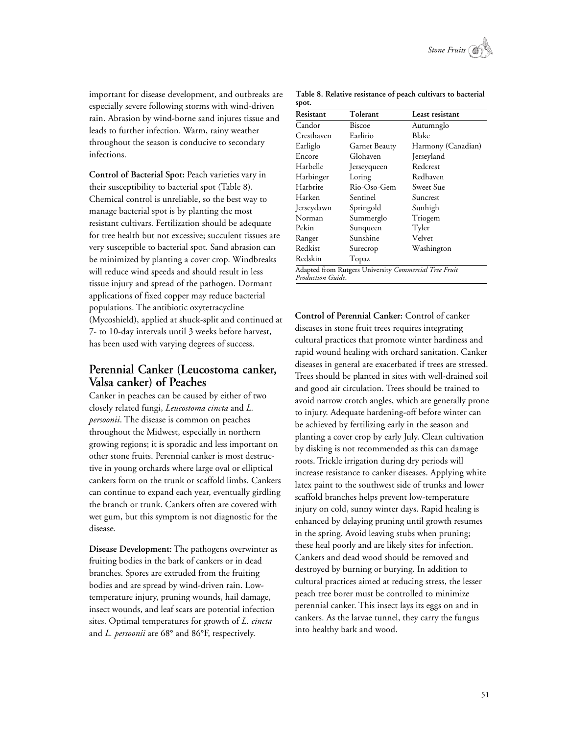important for disease development, and outbreaks are especially severe following storms with wind-driven rain. Abrasion by wind-borne sand injures tissue and leads to further infection. Warm, rainy weather throughout the season is conducive to secondary infections.

**Control of Bacterial Spot:** Peach varieties vary in their susceptibility to bacterial spot (Table 8). Chemical control is unreliable, so the best way to manage bacterial spot is by planting the most resistant cultivars. Fertilization should be adequate for tree health but not excessive; succulent tissues are very susceptible to bacterial spot. Sand abrasion can be minimized by planting a cover crop. Windbreaks will reduce wind speeds and should result in less tissue injury and spread of the pathogen. Dormant applications of fixed copper may reduce bacterial populations. The antibiotic oxytetracycline (Mycoshield), applied at shuck-split and continued at 7- to 10-day intervals until 3 weeks before harvest, has been used with varying degrees of success.

**Table 8. Relative resistance of peach cultivars to bacterial spot.**

| Resistant | Tolerant | Least resistant |
|---|---|---|
| Candor | Biscoe | Autumnglo |
| Cresthaven | Earlirio | Blake |
| Earliglo | Garnet Beauty | Harmony (Canadian) |
| Encore | Glohaven | Jerseyland |
| Harbelle | Jerseyqueen | Redcrest |
| Harbinger | Loring | Redhaven |
| Harbrite | Rio-Oso-Gem | Sweet Sue |
| Harken | Sentinel | Suncrest |
| Jerseydawn | Springold | Sunhigh |
| Norman | Summerglo | Triogem |
| Pekin | Sunqueen | Tyler |
| Ranger | Sunshine | Velvet |
| Redkist | Surecrop | Washington |
| Redskin | Topaz | |

Adapted from Rutgers University *Commercial Tree Fruit Production Guide.*

## Perennial Canker (Leucostoma canker, Valsa canker) of Peaches

Canker in peaches can be caused by either of two closely related fungi, *Leucostoma cincta* and *L. persoonii*. The disease is common on peaches throughout the Midwest, especially in northern growing regions; it is sporadic and less important on other stone fruits. Perennial canker is most destructive in young orchards where large oval or elliptical cankers form on the trunk or scaffold limbs. Cankers can continue to expand each year, eventually girdling the branch or trunk. Cankers often are covered with wet gum, but this symptom is not diagnostic for the disease.

**Disease Development:** The pathogens overwinter as fruiting bodies in the bark of cankers or in dead branches. Spores are extruded from the fruiting bodies and are spread by wind-driven rain. Low-temperature injury, pruning wounds, hail damage, insect wounds, and leaf scars are potential infection sites. Optimal temperatures for growth of *L. cincta* and *L. persoonii* are 68° and 86°F, respectively.

**Control of Perennial Canker:** Control of canker diseases in stone fruit trees requires integrating cultural practices that promote winter hardiness and rapid wound healing with orchard sanitation. Canker diseases in general are exacerbated if trees are stressed. Trees should be planted in sites with well-drained soil and good air circulation. Trees should be trained to avoid narrow crotch angles, which are generally prone to injury. Adequate hardening-off before winter can be achieved by fertilizing early in the season and planting a cover crop by early July. Clean cultivation by disking is not recommended as this can damage roots. Trickle irrigation during dry periods will increase resistance to canker diseases. Applying white latex paint to the southwest side of trunks and lower scaffold branches helps prevent low-temperature injury on cold, sunny winter days. Rapid healing is enhanced by delaying pruning until growth resumes in the spring. Avoid leaving stubs when pruning; these heal poorly and are likely sites for infection. Cankers and dead wood should be removed and destroyed by burning or burying. In addition to cultural practices aimed at reducing stress, the lesser peach tree borer must be controlled to minimize perennial canker. This insect lays its eggs on and in cankers. As the larvae tunnel, they carry the fungus into healthy bark and wood.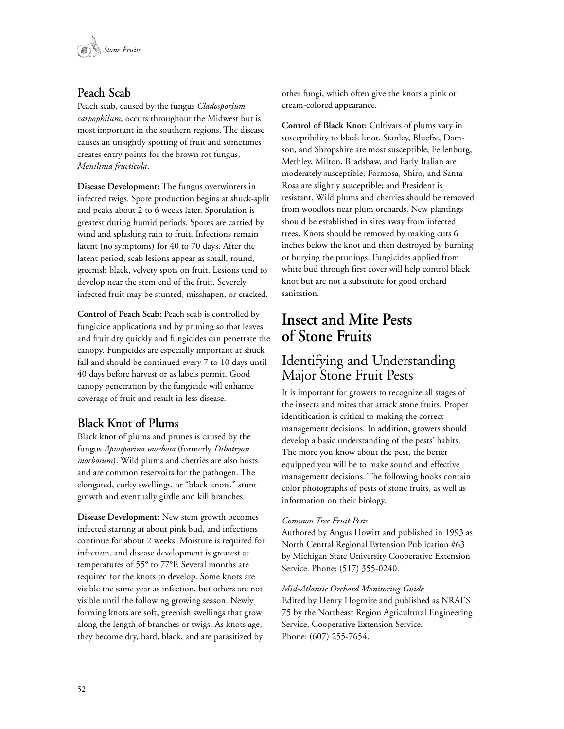## Peach Scab

Peach scab, caused by the fungus *Cladosporium carpophilum*, occurs throughout the Midwest but is most important in the southern regions. The disease causes an unsightly spotting of fruit and sometimes creates entry points for the brown rot fungus, *Monilinia fructicola*.

**Disease Development:** The fungus overwinters in infected twigs. Spore production begins at shuck-split and peaks about 2 to 6 weeks later. Sporulation is greatest during humid periods. Spores are carried by wind and splashing rain to fruit. Infections remain latent (no symptoms) for 40 to 70 days. After the latent period, scab lesions appear as small, round, greenish black, velvety spots on fruit. Lesions tend to develop near the stem end of the fruit. Severely infected fruit may be stunted, misshapen, or cracked.

**Control of Peach Scab:** Peach scab is controlled by fungicide applications and by pruning so that leaves and fruit dry quickly and fungicides can penetrate the canopy. Fungicides are especially important at shuck fall and should be continued every 7 to 10 days until 40 days before harvest or as labels permit. Good canopy penetration by the fungicide will enhance coverage of fruit and result in less disease.

## Black Knot of Plums

Black knot of plums and prunes is caused by the fungus *Apiosporina morbosa* (formerly *Dibotryon morbosum*). Wild plums and cherries are also hosts and are common reservoirs for the pathogen. The elongated, corky swellings, or "black knots," stunt growth and eventually girdle and kill branches.

**Disease Development:** New stem growth becomes infected starting at about pink bud, and infections continue for about 2 weeks. Moisture is required for infection, and disease development is greatest at temperatures of 55° to 77°F. Several months are required for the knots to develop. Some knots are visible the same year as infection, but others are not visible until the following growing season. Newly forming knots are soft, greenish swellings that grow along the length of branches or twigs. As knots age, they become dry, hard, black, and are parasitized by other fungi, which often give the knots a pink or cream-colored appearance.

**Control of Black Knot:** Cultivars of plums vary in susceptibility to black knot. Stanley, Bluefre, Damson, and Shropshire are most susceptible; Fellenburg, Methley, Milton, Bradshaw, and Early Italian are moderately susceptible; Formosa, Shiro, and Santa Rosa are slightly susceptible; and President is resistant. Wild plums and cherries should be removed from woodlots near plum orchards. New plantings should be established in sites away from infected trees. Knots should be removed by making cuts 6 inches below the knot and then destroyed by burning or burying the prunings. Fungicides applied from white bud through first cover will help control black knot but are not a substitute for good orchard sanitation.

# Insect and Mite Pests of Stone Fruits

## Identifying and Understanding Major Stone Fruit Pests

It is important for growers to recognize all stages of the insects and mites that attack stone fruits. Proper identification is critical to making the correct management decisions. In addition, growers should develop a basic understanding of the pests' habits. The more you know about the pest, the better equipped you will be to make sound and effective management decisions. The following books contain color photographs of pests of stone fruits, as well as information on their biology.

*Common Tree Fruit Pests*
Authored by Angus Howitt and published in 1993 as North Central Regional Extension Publication #63 by Michigan State University Cooperative Extension Service. Phone: (517) 355-0240.

*Mid-Atlantic Orchard Monitoring Guide*
Edited by Henry Hogmire and published as NRAES 75 by the Northeast Region Agricultural Engineering Service, Cooperative Extension Service.
Phone: (607) 255-7654.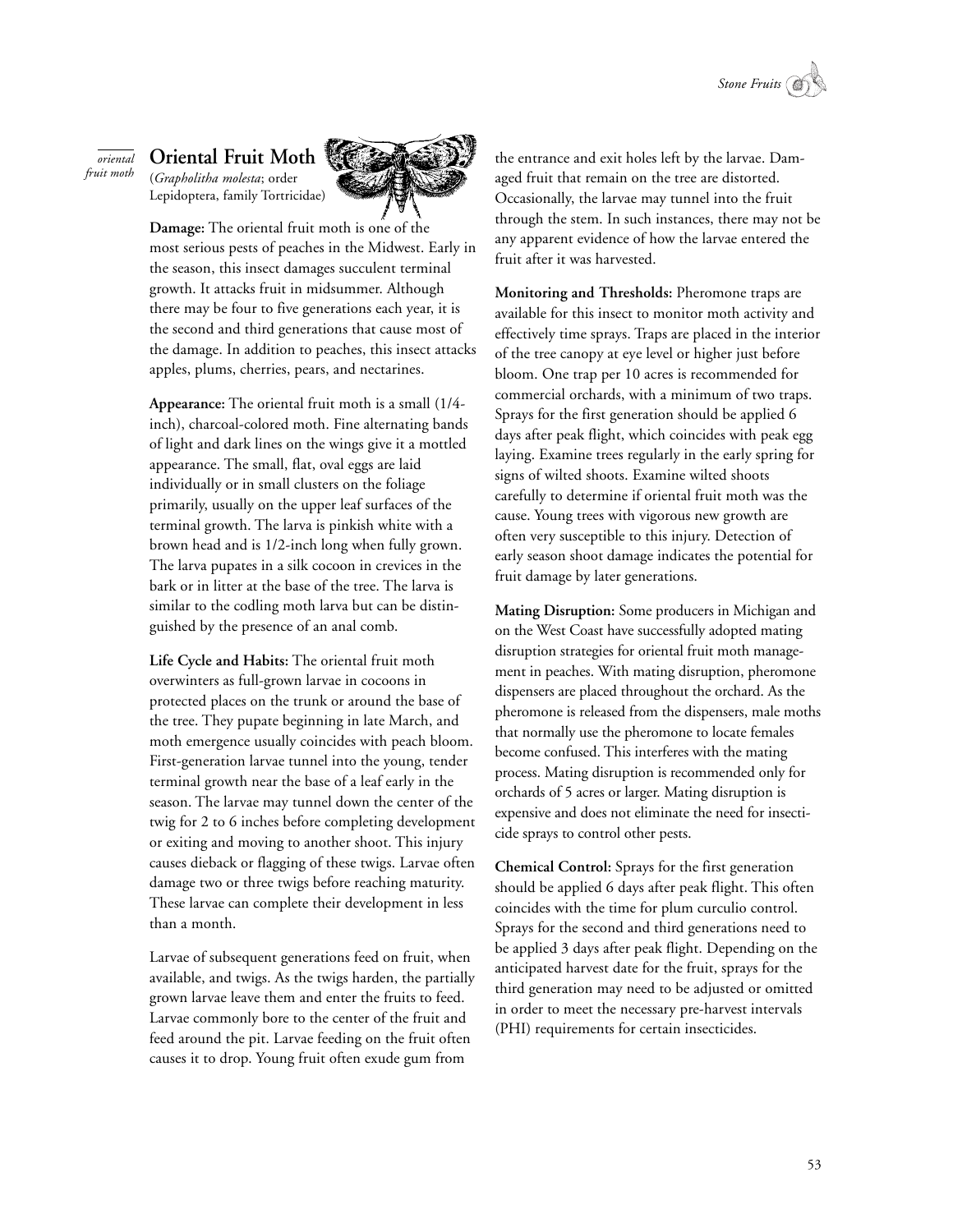## Oriental Fruit Moth

(*Grapholitha molesta*; order Lepidoptera, family Tortricidae)

**Damage:** The oriental fruit moth is one of the most serious pests of peaches in the Midwest. Early in the season, this insect damages succulent terminal growth. It attacks fruit in midsummer. Although there may be four to five generations each year, it is the second and third generations that cause most of the damage. In addition to peaches, this insect attacks apples, plums, cherries, pears, and nectarines.

**Appearance:** The oriental fruit moth is a small (1/4-inch), charcoal-colored moth. Fine alternating bands of light and dark lines on the wings give it a mottled appearance. The small, flat, oval eggs are laid individually or in small clusters on the foliage primarily, usually on the upper leaf surfaces of the terminal growth. The larva is pinkish white with a brown head and is 1/2-inch long when fully grown. The larva pupates in a silk cocoon in crevices in the bark or in litter at the base of the tree. The larva is similar to the codling moth larva but can be distinguished by the presence of an anal comb.

**Life Cycle and Habits:** The oriental fruit moth overwinters as full-grown larvae in cocoons in protected places on the trunk or around the base of the tree. They pupate beginning in late March, and moth emergence usually coincides with peach bloom. First-generation larvae tunnel into the young, tender terminal growth near the base of a leaf early in the season. The larvae may tunnel down the center of the twig for 2 to 6 inches before completing development or exiting and moving to another shoot. This injury causes dieback or flagging of these twigs. Larvae often damage two or three twigs before reaching maturity. These larvae can complete their development in less than a month.

Larvae of subsequent generations feed on fruit, when available, and twigs. As the twigs harden, the partially grown larvae leave them and enter the fruits to feed. Larvae commonly bore to the center of the fruit and feed around the pit. Larvae feeding on the fruit often causes it to drop. Young fruit often exude gum from the entrance and exit holes left by the larvae. Damaged fruit that remain on the tree are distorted. Occasionally, the larvae may tunnel into the fruit through the stem. In such instances, there may not be any apparent evidence of how the larvae entered the fruit after it was harvested.

**Monitoring and Thresholds:** Pheromone traps are available for this insect to monitor moth activity and effectively time sprays. Traps are placed in the interior of the tree canopy at eye level or higher just before bloom. One trap per 10 acres is recommended for commercial orchards, with a minimum of two traps. Sprays for the first generation should be applied 6 days after peak flight, which coincides with peak egg laying. Examine trees regularly in the early spring for signs of wilted shoots. Examine wilted shoots carefully to determine if oriental fruit moth was the cause. Young trees with vigorous new growth are often very susceptible to this injury. Detection of early season shoot damage indicates the potential for fruit damage by later generations.

**Mating Disruption:** Some producers in Michigan and on the West Coast have successfully adopted mating disruption strategies for oriental fruit moth management in peaches. With mating disruption, pheromone dispensers are placed throughout the orchard. As the pheromone is released from the dispensers, male moths that normally use the pheromone to locate females become confused. This interferes with the mating process. Mating disruption is recommended only for orchards of 5 acres or larger. Mating disruption is expensive and does not eliminate the need for insecticide sprays to control other pests.

**Chemical Control:** Sprays for the first generation should be applied 6 days after peak flight. This often coincides with the time for plum curculio control. Sprays for the second and third generations need to be applied 3 days after peak flight. Depending on the anticipated harvest date for the fruit, sprays for the third generation may need to be adjusted or omitted in order to meet the necessary pre-harvest intervals (PHI) requirements for certain insecticides.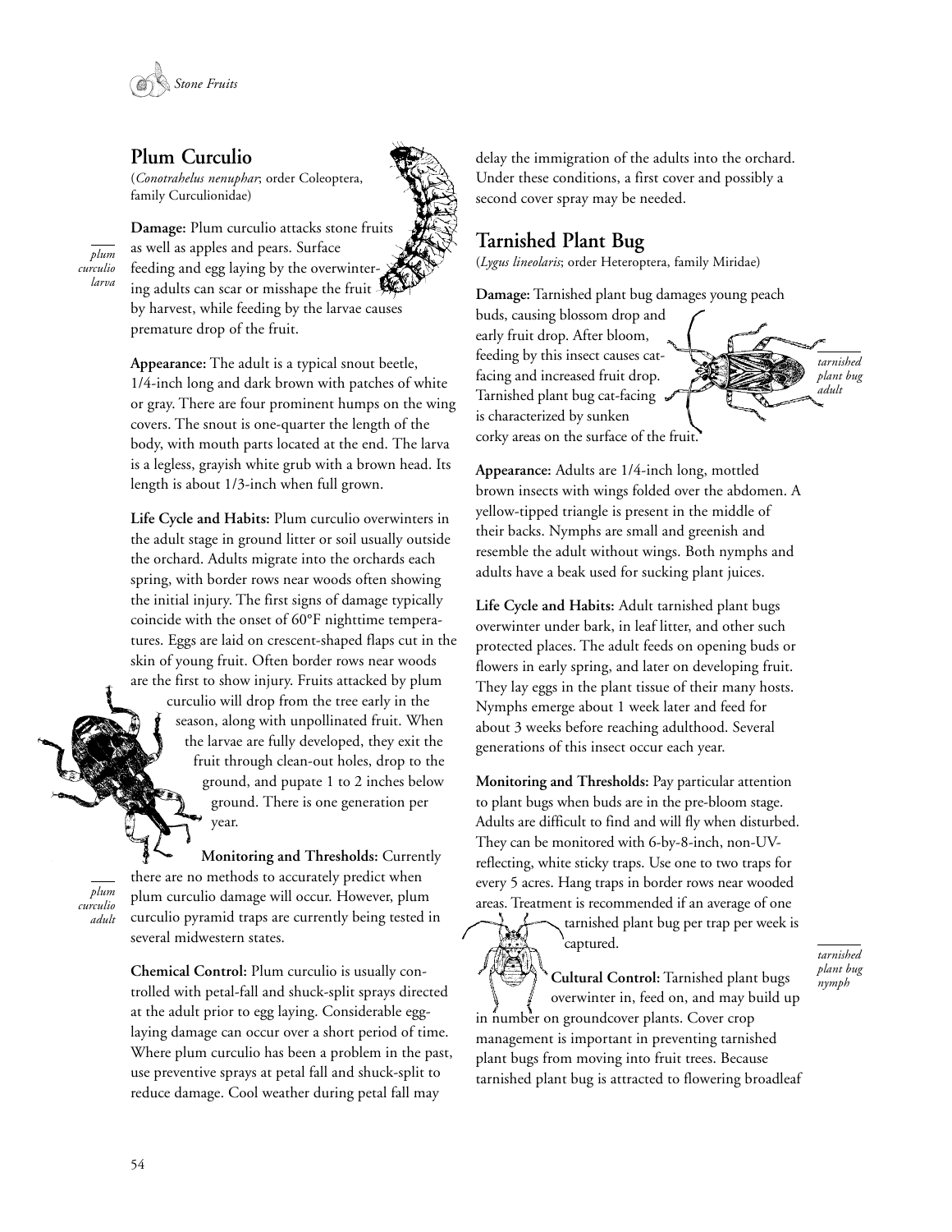## Plum Curculio

(*Conotrahelus nenuphar*; order Coleoptera, family Curculionidae)

*plum curculio larva*

**Damage:** Plum curculio attacks stone fruits as well as apples and pears. Surface feeding and egg laying by the overwintering adults can scar or misshape the fruit by harvest, while feeding by the larvae causes premature drop of the fruit.

**Appearance:** The adult is a typical snout beetle, 1/4-inch long and dark brown with patches of white or gray. There are four prominent humps on the wing covers. The snout is one-quarter the length of the body, with mouth parts located at the end. The larva is a legless, grayish white grub with a brown head. Its length is about 1/3-inch when full grown.

**Life Cycle and Habits:** Plum curculio overwinters in the adult stage in ground litter or soil usually outside the orchard. Adults migrate into the orchards each spring, with border rows near woods often showing the initial injury. The first signs of damage typically coincide with the onset of 60°F nighttime temperatures. Eggs are laid on crescent-shaped flaps cut in the skin of young fruit. Often border rows near woods are the first to show injury. Fruits attacked by plum curculio will drop from the tree early in the season, along with unpollinated fruit. When the larvae are fully developed, they exit the fruit through clean-out holes, drop to the ground, and pupate 1 to 2 inches below ground. There is one generation per year.

*plum curculio adult*

**Monitoring and Thresholds:** Currently there are no methods to accurately predict when plum curculio damage will occur. However, plum curculio pyramid traps are currently being tested in several midwestern states.

**Chemical Control:** Plum curculio is usually controlled with petal-fall and shuck-split sprays directed at the adult prior to egg laying. Considerable egg-laying damage can occur over a short period of time. Where plum curculio has been a problem in the past, use preventive sprays at petal fall and shuck-split to reduce damage. Cool weather during petal fall may delay the immigration of the adults into the orchard. Under these conditions, a first cover and possibly a second cover spray may be needed.

## Tarnished Plant Bug

(*Lygus lineolaris*; order Heteroptera, family Miridae)

**Damage:** Tarnished plant bug damages young peach buds, causing blossom drop and early fruit drop. After bloom, feeding by this insect causes cat-facing and increased fruit drop. Tarnished plant bug cat-facing is characterized by sunken corky areas on the surface of the fruit.

*tarnished plant bug adult*

**Appearance:** Adults are 1/4-inch long, mottled brown insects with wings folded over the abdomen. A yellow-tipped triangle is present in the middle of their backs. Nymphs are small and greenish and resemble the adult without wings. Both nymphs and adults have a beak used for sucking plant juices.

**Life Cycle and Habits:** Adult tarnished plant bugs overwinter under bark, in leaf litter, and other such protected places. The adult feeds on opening buds or flowers in early spring, and later on developing fruit. They lay eggs in the plant tissue of their many hosts. Nymphs emerge about 1 week later and feed for about 3 weeks before reaching adulthood. Several generations of this insect occur each year.

**Monitoring and Thresholds:** Pay particular attention to plant bugs when buds are in the pre-bloom stage. Adults are difficult to find and will fly when disturbed. They can be monitored with 6-by-8-inch, non-UV-reflecting, white sticky traps. Use one to two traps for every 5 acres. Hang traps in border rows near wooded areas. Treatment is recommended if an average of one tarnished plant bug per trap per week is captured.

*tarnished plant bug nymph*

**Cultural Control:** Tarnished plant bugs overwinter in, feed on, and may build up in number on groundcover plants. Cover crop management is important in preventing tarnished plant bugs from moving into fruit trees. Because tarnished plant bug is attracted to flowering broadleaf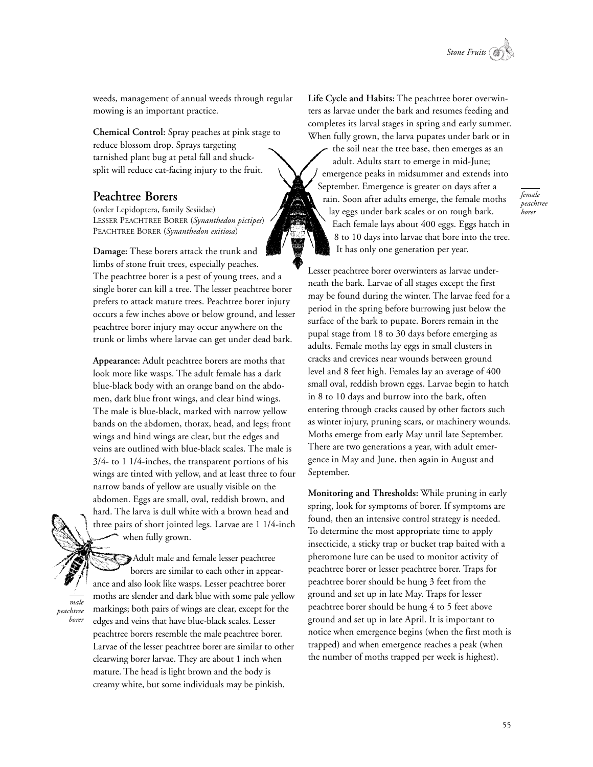weeds, management of annual weeds through regular mowing is an important practice.

**Chemical Control:** Spray peaches at pink stage to reduce blossom drop. Sprays targeting tarnished plant bug at petal fall and shuck-split will reduce cat-facing injury to the fruit.

## Peachtree Borers

(order Lepidoptera, family Sesiidae)
LESSER PEACHTREE BORER (*Synanthedon pictipes*)
PEACHTREE BORER (*Synanthedon exitiosa*)

**Damage:** These borers attack the trunk and limbs of stone fruit trees, especially peaches. The peachtree borer is a pest of young trees, and a single borer can kill a tree. The lesser peachtree borer prefers to attack mature trees. Peachtree borer injury occurs a few inches above or below ground, and lesser peachtree borer injury may occur anywhere on the trunk or limbs where larvae can get under dead bark.

**Appearance:** Adult peachtree borers are moths that look more like wasps. The adult female has a dark blue-black body with an orange band on the abdomen, dark blue front wings, and clear hind wings. The male is blue-black, marked with narrow yellow bands on the abdomen, thorax, head, and legs; front wings and hind wings are clear, but the edges and veins are outlined with blue-black scales. The male is 3/4- to 1 1/4-inches, the transparent portions of his wings are tinted with yellow, and at least three to four narrow bands of yellow are usually visible on the abdomen. Eggs are small, oval, reddish brown, and hard. The larva is dull white with a brown head and three pairs of short jointed legs. Larvae are 1 1/4-inch when fully grown.

*male peachtree borer*

Adult male and female lesser peachtree borers are similar to each other in appearance and also look like wasps. Lesser peachtree borer moths are slender and dark blue with some pale yellow markings; both pairs of wings are clear, except for the edges and veins that have blue-black scales. Lesser peachtree borers resemble the male peachtree borer. Larvae of the lesser peachtree borer are similar to other clearwing borer larvae. They are about 1 inch when mature. The head is light brown and the body is creamy white, but some individuals may be pinkish.

**Life Cycle and Habits:** The peachtree borer overwinters as larvae under the bark and resumes feeding and completes its larval stages in spring and early summer. When fully grown, the larva pupates under bark or in the soil near the tree base, then emerges as an adult. Adults start to emerge in mid-June; emergence peaks in midsummer and extends into September. Emergence is greater on days after a rain. Soon after adults emerge, the female moths lay eggs under bark scales or on rough bark. Each female lays about 400 eggs. Eggs hatch in 8 to 10 days into larvae that bore into the tree. It has only one generation per year.

*female peachtree borer*

Lesser peachtree borer overwinters as larvae underneath the bark. Larvae of all stages except the first may be found during the winter. The larvae feed for a period in the spring before burrowing just below the surface of the bark to pupate. Borers remain in the pupal stage from 18 to 30 days before emerging as adults. Female moths lay eggs in small clusters in cracks and crevices near wounds between ground level and 8 feet high. Females lay an average of 400 small oval, reddish brown eggs. Larvae begin to hatch in 8 to 10 days and burrow into the bark, often entering through cracks caused by other factors such as winter injury, pruning scars, or machinery wounds. Moths emerge from early May until late September. There are two generations a year, with adult emergence in May and June, then again in August and September.

**Monitoring and Thresholds:** While pruning in early spring, look for symptoms of borer. If symptoms are found, then an intensive control strategy is needed. To determine the most appropriate time to apply insecticide, a sticky trap or bucket trap baited with a pheromone lure can be used to monitor activity of peachtree borer or lesser peachtree borer. Traps for peachtree borer should be hung 3 feet from the ground and set up in late May. Traps for lesser peachtree borer should be hung 4 to 5 feet above ground and set up in late April. It is important to notice when emergence begins (when the first moth is trapped) and when emergence reaches a peak (when the number of moths trapped per week is highest).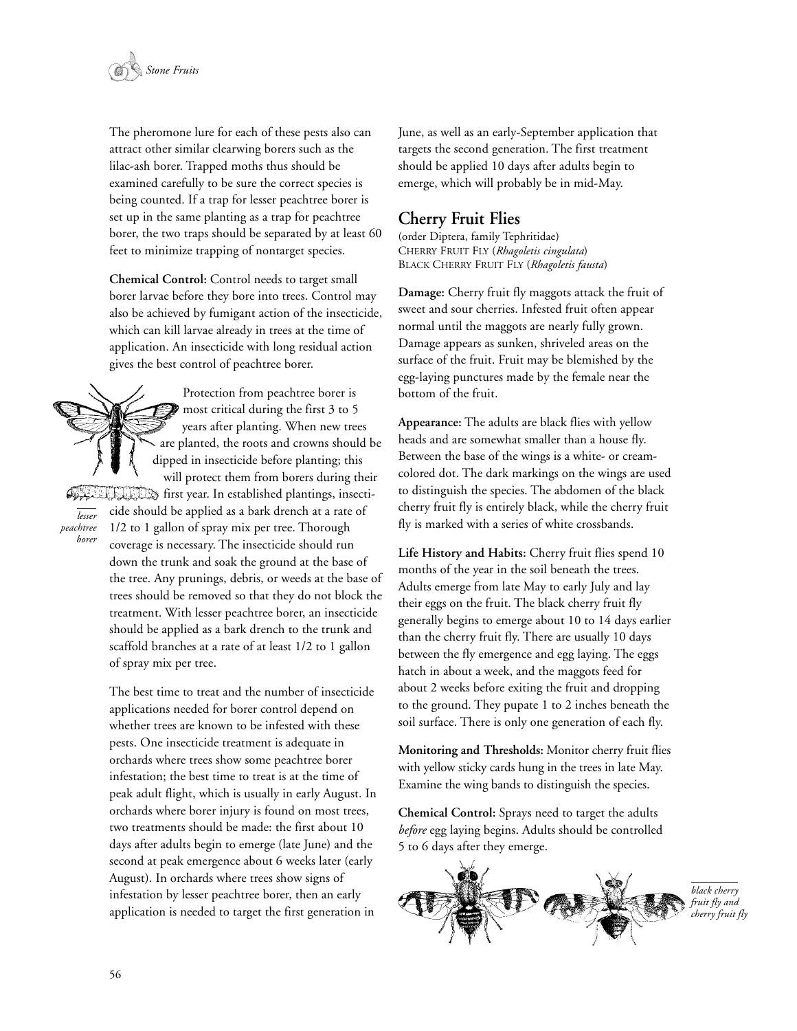The pheromone lure for each of these pests also can attract other similar clearwing borers such as the lilac-ash borer. Trapped moths thus should be examined carefully to be sure the correct species is being counted. If a trap for lesser peachtree borer is set up in the same planting as a trap for peachtree borer, the two traps should be separated by at least 60 feet to minimize trapping of nontarget species.

**Chemical Control:** Control needs to target small borer larvae before they bore into trees. Control may also be achieved by fumigant action of the insecticide, which can kill larvae already in trees at the time of application. An insecticide with long residual action gives the best control of peachtree borer.

Protection from peachtree borer is most critical during the first 3 to 5 years after planting. When new trees are planted, the roots and crowns should be dipped in insecticide before planting; this will protect them from borers during their first year. In established plantings, insecticide should be applied as a bark drench at a rate of 1/2 to 1 gallon of spray mix per tree. Thorough coverage is necessary. The insecticide should run down the trunk and soak the ground at the base of the tree. Any prunings, debris, or weeds at the base of trees should be removed so that they do not block the treatment. With lesser peachtree borer, an insecticide should be applied as a bark drench to the trunk and scaffold branches at a rate of at least 1/2 to 1 gallon of spray mix per tree.

*lesser peachtree borer*

The best time to treat and the number of insecticide applications needed for borer control depend on whether trees are known to be infested with these pests. One insecticide treatment is adequate in orchards where trees show some peachtree borer infestation; the best time to treat is at the time of peak adult flight, which is usually in early August. In orchards where borer injury is found on most trees, two treatments should be made: the first about 10 days after adults begin to emerge (late June) and the second at peak emergence about 6 weeks later (early August). In orchards where trees show signs of infestation by lesser peachtree borer, then an early application is needed to target the first generation in June, as well as an early-September application that targets the second generation. The first treatment should be applied 10 days after adults begin to emerge, which will probably be in mid-May.

## Cherry Fruit Flies

(order Diptera, family Tephritidae)
CHERRY FRUIT FLY (*Rhagoletis cingulata*)
BLACK CHERRY FRUIT FLY (*Rhagoletis fausta*)

**Damage:** Cherry fruit fly maggots attack the fruit of sweet and sour cherries. Infested fruit often appear normal until the maggots are nearly fully grown. Damage appears as sunken, shriveled areas on the surface of the fruit. Fruit may be blemished by the egg-laying punctures made by the female near the bottom of the fruit.

**Appearance:** The adults are black flies with yellow heads and are somewhat smaller than a house fly. Between the base of the wings is a white- or cream-colored dot. The dark markings on the wings are used to distinguish the species. The abdomen of the black cherry fruit fly is entirely black, while the cherry fruit fly is marked with a series of white crossbands.

**Life History and Habits:** Cherry fruit flies spend 10 months of the year in the soil beneath the trees. Adults emerge from late May to early July and lay their eggs on the fruit. The black cherry fruit fly generally begins to emerge about 10 to 14 days earlier than the cherry fruit fly. There are usually 10 days between the fly emergence and egg laying. The eggs hatch in about a week, and the maggots feed for about 2 weeks before exiting the fruit and dropping to the ground. They pupate 1 to 2 inches beneath the soil surface. There is only one generation of each fly.

**Monitoring and Thresholds:** Monitor cherry fruit flies with yellow sticky cards hung in the trees in late May. Examine the wing bands to distinguish the species.

**Chemical Control:** Sprays need to target the adults *before* egg laying begins. Adults should be controlled 5 to 6 days after they emerge.

*black cherry fruit fly and cherry fruit fly*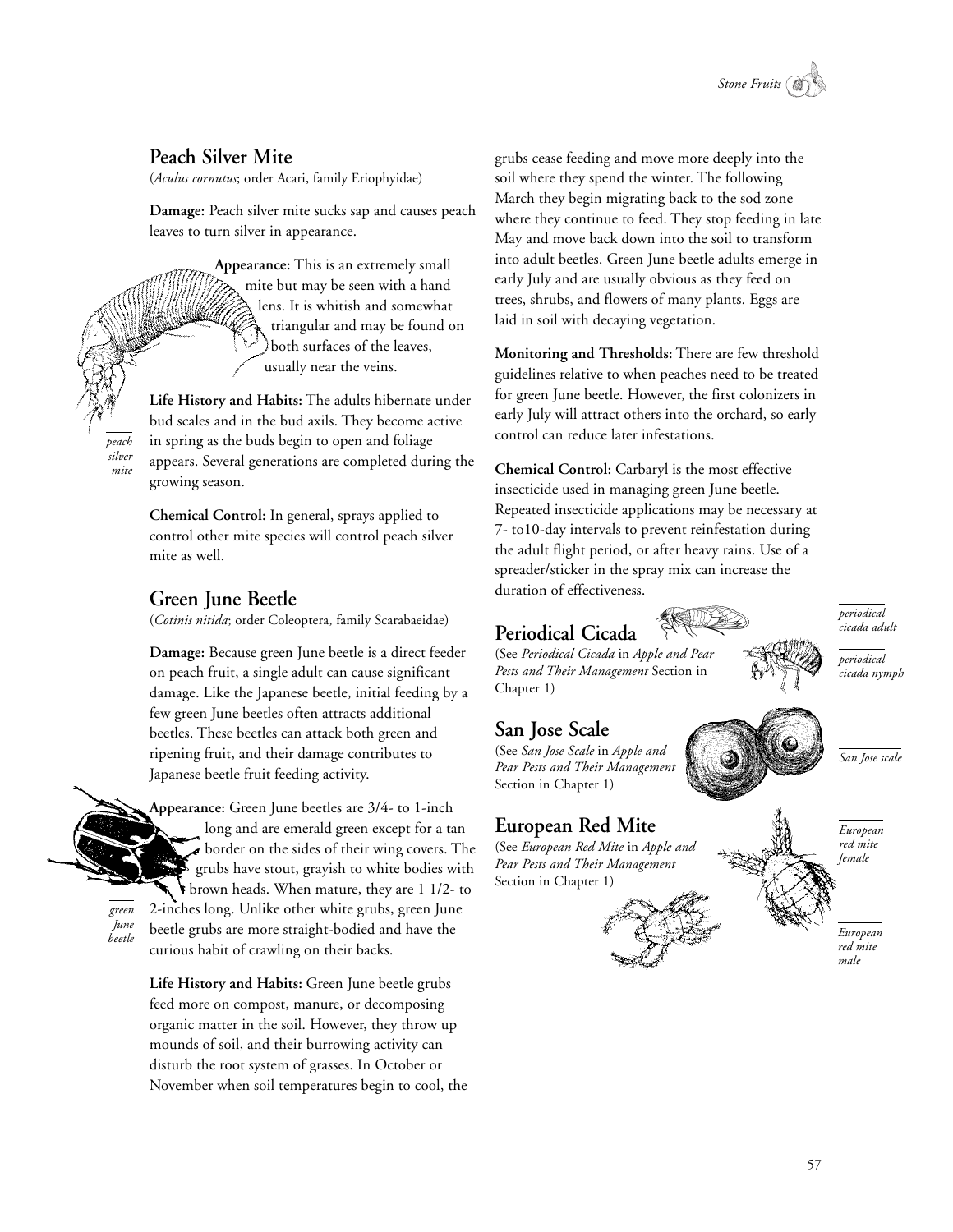## Peach Silver Mite

(*Aculus cornutus*; order Acari, family Eriophyidae)

**Damage:** Peach silver mite sucks sap and causes peach leaves to turn silver in appearance.

**Appearance:** This is an extremely small mite but may be seen with a hand lens. It is whitish and somewhat triangular and may be found on both surfaces of the leaves, usually near the veins.

*peach silver mite*

**Life History and Habits:** The adults hibernate under bud scales and in the bud axils. They become active in spring as the buds begin to open and foliage appears. Several generations are completed during the growing season.

**Chemical Control:** In general, sprays applied to control other mite species will control peach silver mite as well.

## Green June Beetle

(*Cotinis nitida*; order Coleoptera, family Scarabaeidae)

**Damage:** Because green June beetle is a direct feeder on peach fruit, a single adult can cause significant damage. Like the Japanese beetle, initial feeding by a few green June beetles often attracts additional beetles. These beetles can attack both green and ripening fruit, and their damage contributes to Japanese beetle fruit feeding activity.

**Appearance:** Green June beetles are 3/4- to 1-inch long and are emerald green except for a tan border on the sides of their wing covers. The grubs have stout, grayish to white bodies with brown heads. When mature, they are 1 1/2- to 2-inches long. Unlike other white grubs, green June beetle grubs are more straight-bodied and have the curious habit of crawling on their backs.

*green June beetle*

**Life History and Habits:** Green June beetle grubs feed more on compost, manure, or decomposing organic matter in the soil. However, they throw up mounds of soil, and their burrowing activity can disturb the root system of grasses. In October or November when soil temperatures begin to cool, the grubs cease feeding and move more deeply into the soil where they spend the winter. The following March they begin migrating back to the sod zone where they continue to feed. They stop feeding in late May and move back down into the soil to transform into adult beetles. Green June beetle adults emerge in early July and are usually obvious as they feed on trees, shrubs, and flowers of many plants. Eggs are laid in soil with decaying vegetation.

**Monitoring and Thresholds:** There are few threshold guidelines relative to when peaches need to be treated for green June beetle. However, the first colonizers in early July will attract others into the orchard, so early control can reduce later infestations.

**Chemical Control:** Carbaryl is the most effective insecticide used in managing green June beetle. Repeated insecticide applications may be necessary at 7- to10-day intervals to prevent reinfestation during the adult flight period, or after heavy rains. Use of a spreader/sticker in the spray mix can increase the duration of effectiveness.

## Periodical Cicada

(See *Periodical Cicada* in *Apple and Pear Pests and Their Management* Section in Chapter 1)

*periodical cicada adult*

*periodical cicada nymph*

## San Jose Scale

(See *San Jose Scale* in *Apple and Pear Pests and Their Management* Section in Chapter 1)

*San Jose scale*

## European Red Mite

(See *European Red Mite* in *Apple and Pear Pests and Their Management* Section in Chapter 1)

*European red mite female*

*European red mite male*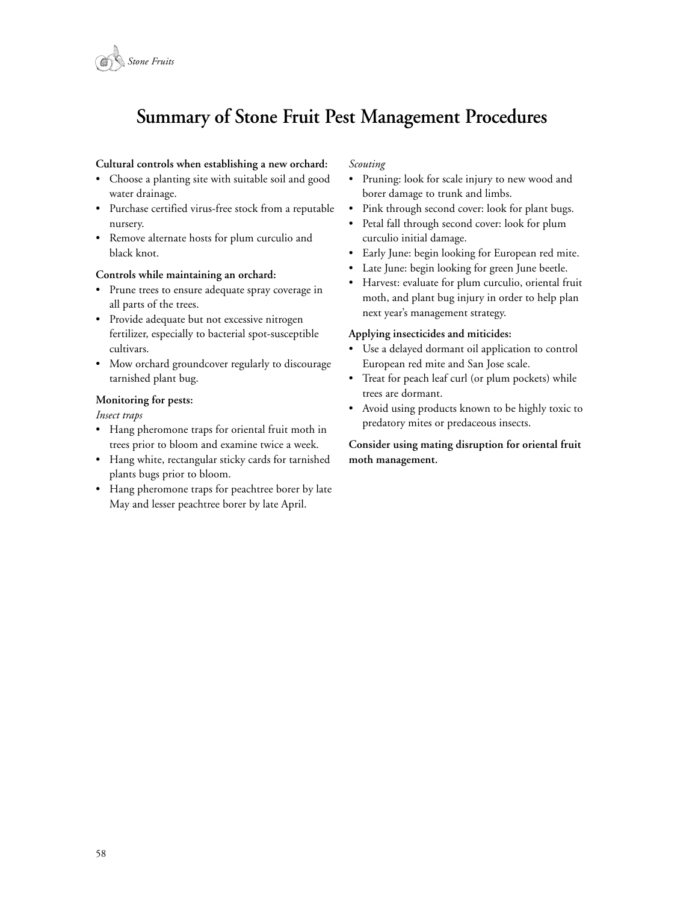# Summary of Stone Fruit Pest Management Procedures

**Cultural controls when establishing a new orchard:**

- Choose a planting site with suitable soil and good water drainage.
- Purchase certified virus-free stock from a reputable nursery.
- Remove alternate hosts for plum curculio and black knot.

**Controls while maintaining an orchard:**

- Prune trees to ensure adequate spray coverage in all parts of the trees.
- Provide adequate but not excessive nitrogen fertilizer, especially to bacterial spot-susceptible cultivars.
- Mow orchard groundcover regularly to discourage tarnished plant bug.

**Monitoring for pests:**

*Insect traps*

- Hang pheromone traps for oriental fruit moth in trees prior to bloom and examine twice a week.
- Hang white, rectangular sticky cards for tarnished plants bugs prior to bloom.
- Hang pheromone traps for peachtree borer by late May and lesser peachtree borer by late April.

*Scouting*

- Pruning: look for scale injury to new wood and borer damage to trunk and limbs.
- Pink through second cover: look for plant bugs.
- Petal fall through second cover: look for plum curculio initial damage.
- Early June: begin looking for European red mite.
- Late June: begin looking for green June beetle.
- Harvest: evaluate for plum curculio, oriental fruit moth, and plant bug injury in order to help plan next year's management strategy.

**Applying insecticides and miticides:**

- Use a delayed dormant oil application to control European red mite and San Jose scale.
- Treat for peach leaf curl (or plum pockets) while trees are dormant.
- Avoid using products known to be highly toxic to predatory mites or predaceous insects.

**Consider using mating disruption for oriental fruit moth management.**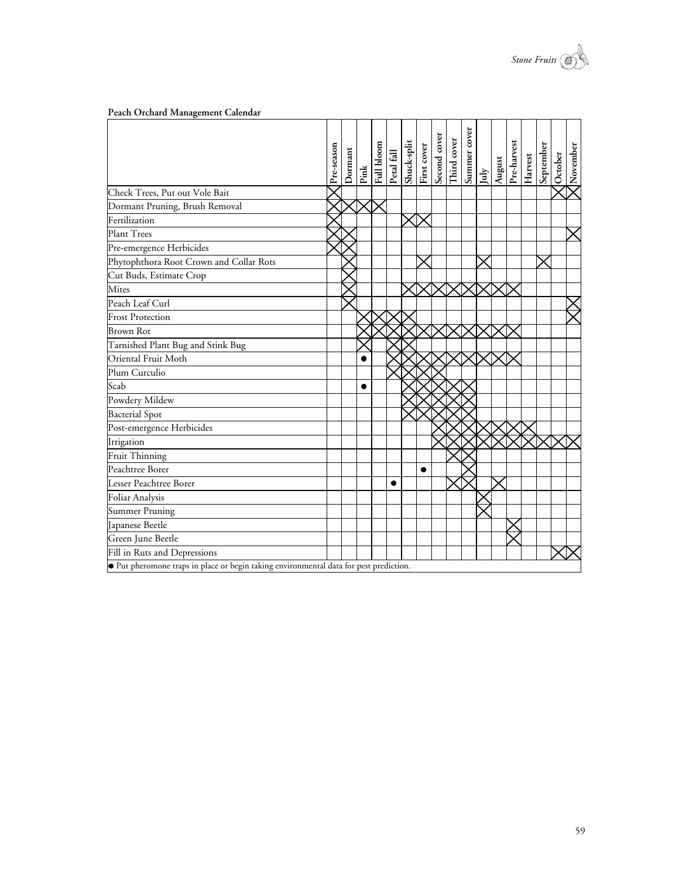**Peach Orchard Management Calendar**

| | Pre-season | Dormant | Pink | Full bloom | Petal fall | Shuck-split | First cover | Second cover | Third cover | Summer cover | July | August | Pre-harvest | Harvest | September | October | November |
|---|---|---|---|---|---|---|---|---|---|---|---|---|---|---|---|---|---|
| Check Trees, Put out Vole Bait | X | | | | | | | | | | | | | | | X | X |
| Dormant Pruning, Brush Removal | X | X | X | X | | | | | | | | | | | | | |
| Fertilization | X | | | | | X | X | | | | | | | | | | |
| Plant Trees | X | X | | | | | | | | | | | | | | | X |
| Pre-emergence Herbicides | X | X | | | | | | | | | | | | | | | |
| Phytophthora Root Crown and Collar Rots | | X | | | | | X | | | | X | | | | X | | |
| Cut Buds, Estimate Crop | | X | | | | | | | | | | | | | | | |
| Mites | | X | | | | X | X | X | X | X | X | X | X | | | | |
| Peach Leaf Curl | | X | | | | | | | | | | | | | | | X |
| Frost Protection | | | X | X | X | X | | | | | | | | | | | X |
| Brown Rot | | | X | X | X | X | X | X | X | X | X | X | X | | | | |
| Tarnished Plant Bug and Stink Bug | | | X | | X | X | | | | | | | | | | | |
| Oriental Fruit Moth | | | ● | | X | X | X | X | X | X | X | X | X | | | | |
| Plum Curculio | | | | | X | X | X | X | | | | | | | | | |
| Scab | | | ● | | | X | X | X | X | X | | | | | | | |
| Powdery Mildew | | | | | | X | X | X | X | X | | | | | | | |
| Bacterial Spot | | | | | | X | X | X | X | X | | | | | | | |
| Post-emergence Herbicides | | | | | | | | X | X | X | X | X | X | X | | | |
| Irrigation | | | | | | | | X | X | X | X | X | X | X | X | X | X |
| Fruit Thinning | | | | | | | | | X | X | | | | | | | |
| Peachtree Borer | | | | | | | ● | | | X | | | | | | | |
| Lesser Peachtree Borer | | | | | ● | | | | X | X | | X | | | | | |
| Foliar Analysis | | | | | | | | | | | X | | | | | | |
| Summer Pruning | | | | | | | | | | | X | | | | | | |
| Japanese Beetle | | | | | | | | | | | | | X | | | | |
| Green June Beetle | | | | | | | | | | | | | X | | | | |
| Fill in Ruts and Depressions | | | | | | | | | | | | | | | | X | X |

● Put pheromone traps in place or begin taking environmental data for pest prediction.